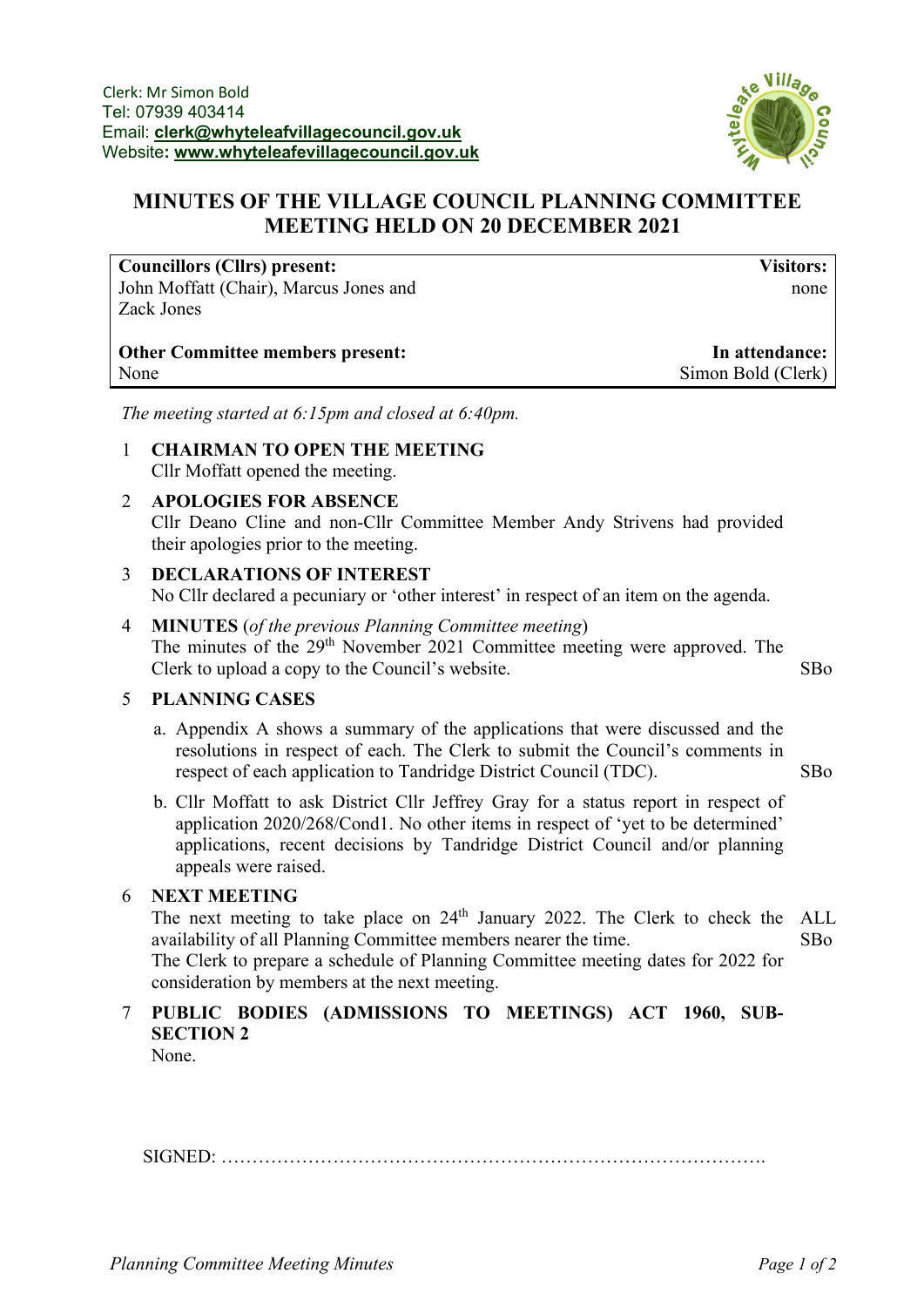Clerk: Mr Simon Bold
Tel: 07939 403414
Email: **clerk@whyteleafvillagecouncil.gov.uk**
Website: **www.whyteleafevillagecouncil.gov.uk**

# MINUTES OF THE VILLAGE COUNCIL PLANNING COMMITTEE MEETING HELD ON 20 DECEMBER 2021

| **Councillors (Cllrs) present:** | **Visitors:** |
|---|---|
| John Moffatt (Chair), Marcus Jones and Zack Jones | none |
| **Other Committee members present:** | **In attendance:** |
| None | Simon Bold (Clerk) |

*The meeting started at 6:15pm and closed at 6:40pm.*

1 **CHAIRMAN TO OPEN THE MEETING**
Cllr Moffatt opened the meeting.

2 **APOLOGIES FOR ABSENCE**
Cllr Deano Cline and non-Cllr Committee Member Andy Strivens had provided their apologies prior to the meeting.

3 **DECLARATIONS OF INTEREST**
No Cllr declared a pecuniary or 'other interest' in respect of an item on the agenda.

4 **MINUTES** (*of the previous Planning Committee meeting*)
The minutes of the 29th November 2021 Committee meeting were approved. The Clerk to upload a copy to the Council's website. — SBo

5 **PLANNING CASES**

a. Appendix A shows a summary of the applications that were discussed and the resolutions in respect of each. The Clerk to submit the Council's comments in respect of each application to Tandridge District Council (TDC). — SBo

b. Cllr Moffatt to ask District Cllr Jeffrey Gray for a status report in respect of application 2020/268/Cond1. No other items in respect of 'yet to be determined' applications, recent decisions by Tandridge District Council and/or planning appeals were raised.

6 **NEXT MEETING**
The next meeting to take place on 24th January 2022. The Clerk to check the availability of all Planning Committee members nearer the time. — ALL / SBo
The Clerk to prepare a schedule of Planning Committee meeting dates for 2022 for consideration by members at the next meeting.

7 **PUBLIC BODIES (ADMISSIONS TO MEETINGS) ACT 1960, SUB-SECTION 2**
None.

SIGNED: …………………………………………………………………………….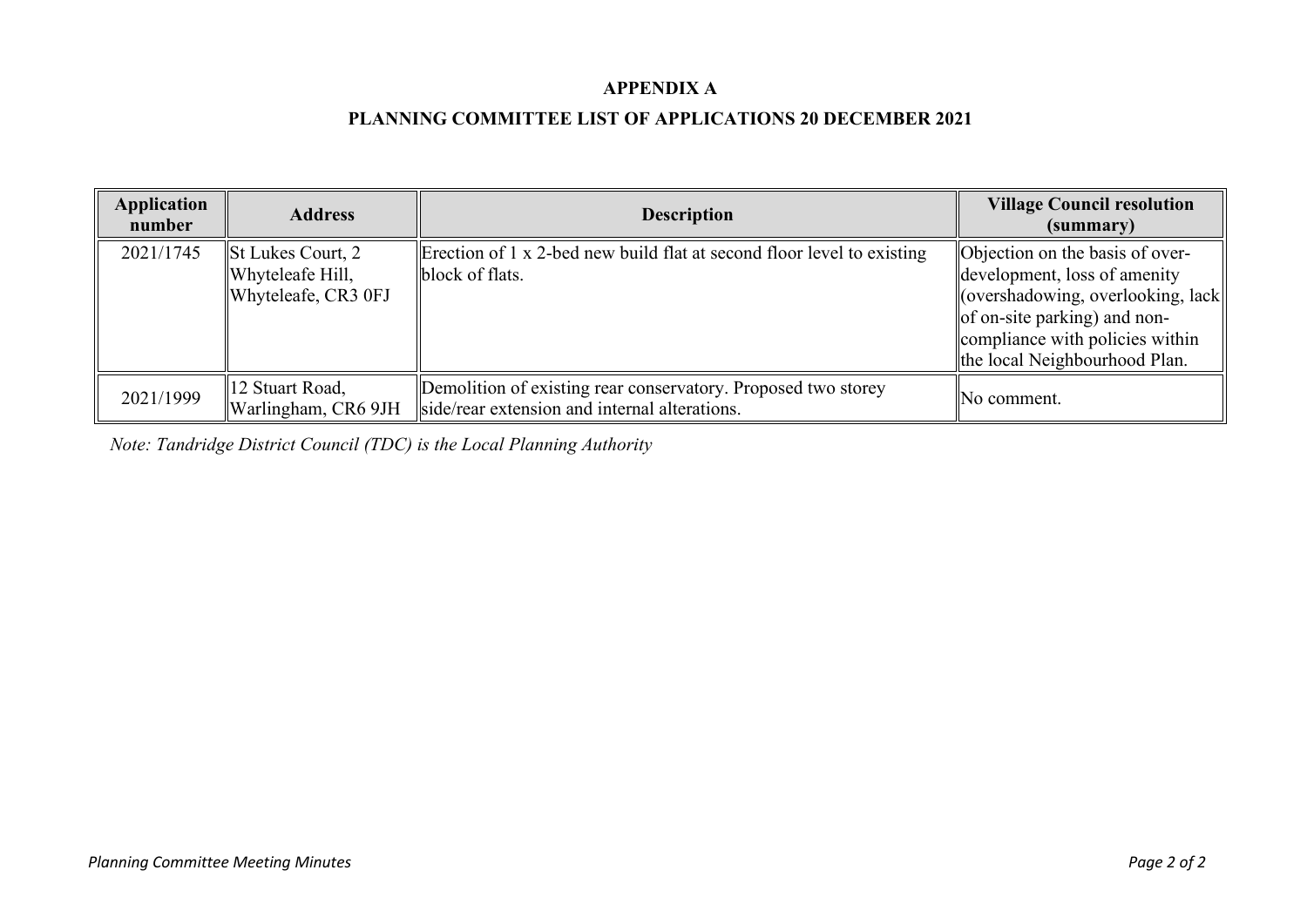## APPENDIX A

## PLANNING COMMITTEE LIST OF APPLICATIONS 20 DECEMBER 2021

| Application number | Address | Description | Village Council resolution (summary) |
|---|---|---|---|
| 2021/1745 | St Lukes Court, 2 Whyteleafe Hill, Whyteleafe, CR3 0FJ | Erection of 1 x 2-bed new build flat at second floor level to existing block of flats. | Objection on the basis of over-development, loss of amenity (overshadowing, overlooking, lack of on-site parking) and non-compliance with policies within the local Neighbourhood Plan. |
| 2021/1999 | 12 Stuart Road, Warlingham, CR6 9JH | Demolition of existing rear conservatory. Proposed two storey side/rear extension and internal alterations. | No comment. |

*Note: Tandridge District Council (TDC) is the Local Planning Authority*